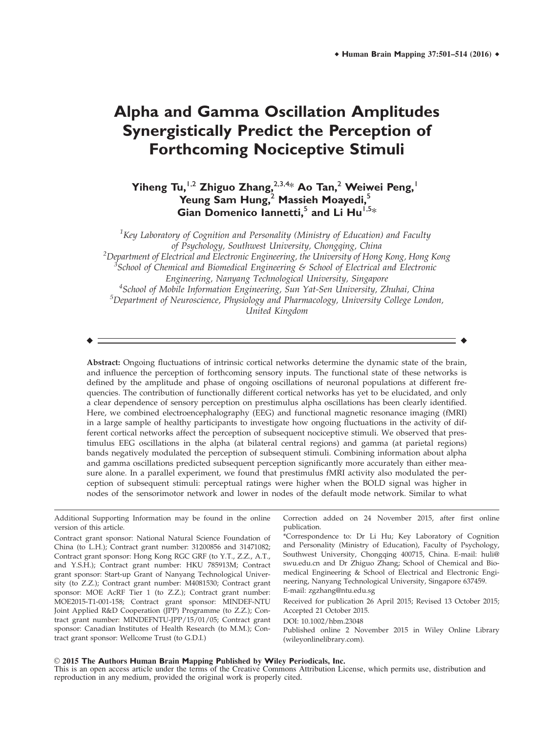# Alpha and Gamma Oscillation Amplitudes Synergistically Predict the Perception of Forthcoming Nociceptive Stimuli

**Yiheng Tu,[1,2] Zhiguo Zhang,[2,3,4]* Ao Tan,[2] Weiwei Peng,[1] Yeung Sam Hung,[2] Massieh Moayedi,[5] Gian Domenico Iannetti,[5] and Li Hu[1,5]***

[1]*Key Laboratory of Cognition and Personality (Ministry of Education) and Faculty of Psychology, Southwest University, Chongqing, China*
[2]*Department of Electrical and Electronic Engineering, the University of Hong Kong, Hong Kong*
[3]*School of Chemical and Biomedical Engineering & School of Electrical and Electronic Engineering, Nanyang Technological University, Singapore*
[4]*School of Mobile Information Engineering, Sun Yat-Sen University, Zhuhai, China*
[5]*Department of Neuroscience, Physiology and Pharmacology, University College London, United Kingdom*

**Abstract:** Ongoing fluctuations of intrinsic cortical networks determine the dynamic state of the brain, and influence the perception of forthcoming sensory inputs. The functional state of these networks is defined by the amplitude and phase of ongoing oscillations of neuronal populations at different frequencies. The contribution of functionally different cortical networks has yet to be elucidated, and only a clear dependence of sensory perception on prestimulus alpha oscillations has been clearly identified. Here, we combined electroencephalography (EEG) and functional magnetic resonance imaging (fMRI) in a large sample of healthy participants to investigate how ongoing fluctuations in the activity of different cortical networks affect the perception of subsequent nociceptive stimuli. We observed that prestimulus EEG oscillations in the alpha (at bilateral central regions) and gamma (at parietal regions) bands negatively modulated the perception of subsequent stimuli. Combining information about alpha and gamma oscillations predicted subsequent perception significantly more accurately than either measure alone. In a parallel experiment, we found that prestimulus fMRI activity also modulated the perception of subsequent stimuli: perceptual ratings were higher when the BOLD signal was higher in nodes of the sensorimotor network and lower in nodes of the default mode network. Similar to what

Additional Supporting Information may be found in the online version of this article.

Contract grant sponsor: National Natural Science Foundation of China (to L.H.); Contract grant number: 31200856 and 31471082; Contract grant sponsor: Hong Kong RGC GRF (to Y.T., Z.Z., A.T., and Y.S.H.); Contract grant number: HKU 785913M; Contract grant sponsor: Start-up Grant of Nanyang Technological University (to Z.Z.); Contract grant number: M4081530; Contract grant sponsor: MOE AcRF Tier 1 (to Z.Z.); Contract grant number: MOE2015-T1-001-158; Contract grant sponsor: MINDEF-NTU Joint Applied R&D Cooperation (JPP) Programme (to Z.Z.); Contract grant number: MINDEFNTU-JPP/15/01/05; Contract grant sponsor: Canadian Institutes of Health Research (to M.M.); Contract grant sponsor: Wellcome Trust (to G.D.I.)

Correction added on 24 November 2015, after first online publication.

*Correspondence to: Dr Li Hu; Key Laboratory of Cognition and Personality (Ministry of Education), Faculty of Psychology, Southwest University, Chongqing 400715, China. E-mail: huli@swu.edu.cn and Dr Zhiguo Zhang; School of Chemical and Biomedical Engineering & School of Electrical and Electronic Engineering, Nanyang Technological University, Singapore 637459. E-mail: zgzhang@ntu.edu.sg

Received for publication 26 April 2015; Revised 13 October 2015; Accepted 21 October 2015.

DOI: 10.1002/hbm.23048

Published online 2 November 2015 in Wiley Online Library (wileyonlinelibrary.com).

**© 2015 The Authors Human Brain Mapping Published by Wiley Periodicals, Inc.**
This is an open access article under the terms of the Creative Commons Attribution License, which permits use, distribution and reproduction in any medium, provided the original work is properly cited.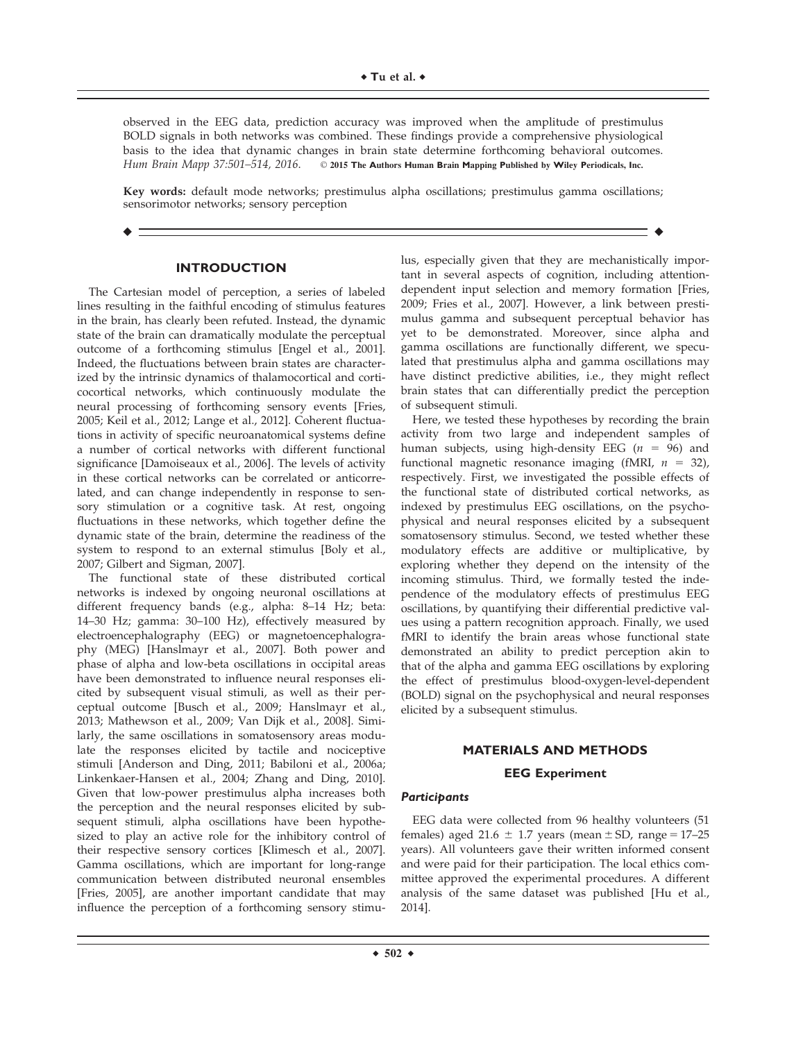observed in the EEG data, prediction accuracy was improved when the amplitude of prestimulus BOLD signals in both networks was combined. These findings provide a comprehensive physiological basis to the idea that dynamic changes in brain state determine forthcoming behavioral outcomes. *Hum Brain Mapp 37:501–514, 2016.* © **2015 The Authors Human Brain Mapping Published by Wiley Periodicals, Inc.**

**Key words:** default mode networks; prestimulus alpha oscillations; prestimulus gamma oscillations; sensorimotor networks; sensory perception

## INTRODUCTION

The Cartesian model of perception, a series of labeled lines resulting in the faithful encoding of stimulus features in the brain, has clearly been refuted. Instead, the dynamic state of the brain can dramatically modulate the perceptual outcome of a forthcoming stimulus [Engel et al., 2001]. Indeed, the fluctuations between brain states are characterized by the intrinsic dynamics of thalamocortical and corticocortical networks, which continuously modulate the neural processing of forthcoming sensory events [Fries, 2005; Keil et al., 2012; Lange et al., 2012]. Coherent fluctuations in activity of specific neuroanatomical systems define a number of cortical networks with different functional significance [Damoiseaux et al., 2006]. The levels of activity in these cortical networks can be correlated or anticorrelated, and can change independently in response to sensory stimulation or a cognitive task. At rest, ongoing fluctuations in these networks, which together define the dynamic state of the brain, determine the readiness of the system to respond to an external stimulus [Boly et al., 2007; Gilbert and Sigman, 2007].

The functional state of these distributed cortical networks is indexed by ongoing neuronal oscillations at different frequency bands (e.g., alpha: 8–14 Hz; beta: 14–30 Hz; gamma: 30–100 Hz), effectively measured by electroencephalography (EEG) or magnetoencephalography (MEG) [Hanslmayr et al., 2007]. Both power and phase of alpha and low-beta oscillations in occipital areas have been demonstrated to influence neural responses elicited by subsequent visual stimuli, as well as their perceptual outcome [Busch et al., 2009; Hanslmayr et al., 2013; Mathewson et al., 2009; Van Dijk et al., 2008]. Similarly, the same oscillations in somatosensory areas modulate the responses elicited by tactile and nociceptive stimuli [Anderson and Ding, 2011; Babiloni et al., 2006a; Linkenkaer-Hansen et al., 2004; Zhang and Ding, 2010]. Given that low-power prestimulus alpha increases both the perception and the neural responses elicited by subsequent stimuli, alpha oscillations have been hypothesized to play an active role for the inhibitory control of their respective sensory cortices [Klimesch et al., 2007]. Gamma oscillations, which are important for long-range communication between distributed neuronal ensembles [Fries, 2005], are another important candidate that may influence the perception of a forthcoming sensory stimulus, especially given that they are mechanistically important in several aspects of cognition, including attention-dependent input selection and memory formation [Fries, 2009; Fries et al., 2007]. However, a link between prestimulus gamma and subsequent perceptual behavior has yet to be demonstrated. Moreover, since alpha and gamma oscillations are functionally different, we speculated that prestimulus alpha and gamma oscillations may have distinct predictive abilities, i.e., they might reflect brain states that can differentially predict the perception of subsequent stimuli.

Here, we tested these hypotheses by recording the brain activity from two large and independent samples of human subjects, using high-density EEG ($n$ = 96) and functional magnetic resonance imaging (fMRI, $n$ = 32), respectively. First, we investigated the possible effects of the functional state of distributed cortical networks, as indexed by prestimulus EEG oscillations, on the psychophysical and neural responses elicited by a subsequent somatosensory stimulus. Second, we tested whether these modulatory effects are additive or multiplicative, by exploring whether they depend on the intensity of the incoming stimulus. Third, we formally tested the independence of the modulatory effects of prestimulus EEG oscillations, by quantifying their differential predictive values using a pattern recognition approach. Finally, we used fMRI to identify the brain areas whose functional state demonstrated an ability to predict perception akin to that of the alpha and gamma EEG oscillations by exploring the effect of prestimulus blood-oxygen-level-dependent (BOLD) signal on the psychophysical and neural responses elicited by a subsequent stimulus.

## MATERIALS AND METHODS

### EEG Experiment

#### *Participants*

EEG data were collected from 96 healthy volunteers (51 females) aged 21.6 ± 1.7 years (mean ± SD, range = 17–25 years). All volunteers gave their written informed consent and were paid for their participation. The local ethics committee approved the experimental procedures. A different analysis of the same dataset was published [Hu et al., 2014].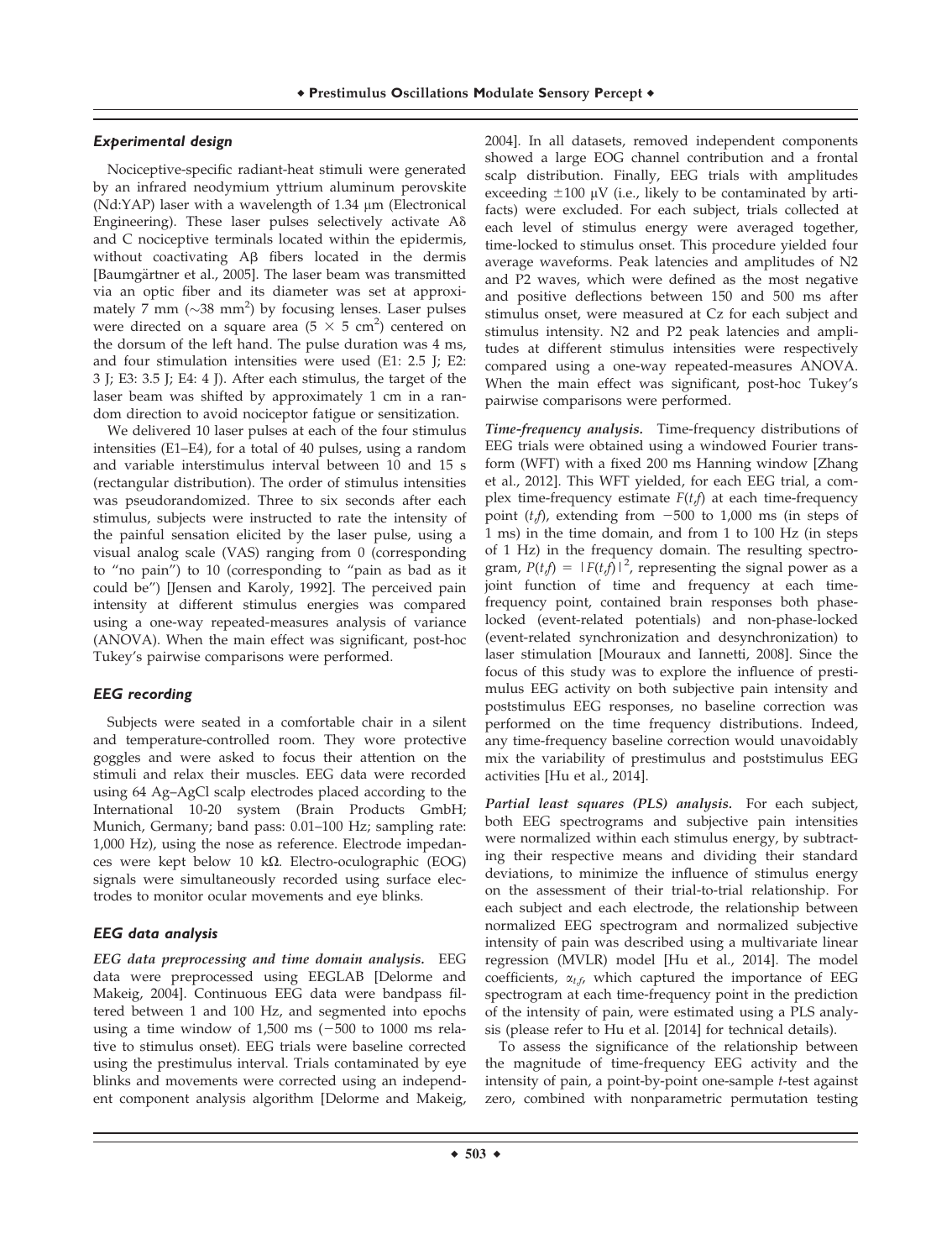### *Experimental design*

Nociceptive-specific radiant-heat stimuli were generated by an infrared neodymium yttrium aluminum perovskite (Nd:YAP) laser with a wavelength of 1.34 μm (Electronical Engineering). These laser pulses selectively activate Aδ and C nociceptive terminals located within the epidermis, without coactivating Aβ fibers located in the dermis [Baumgärtner et al., 2005]. The laser beam was transmitted via an optic fiber and its diameter was set at approximately 7 mm (∼38 mm$^2$) by focusing lenses. Laser pulses were directed on a square area (5 × 5 cm$^2$) centered on the dorsum of the left hand. The pulse duration was 4 ms, and four stimulation intensities were used (E1: 2.5 J; E2: 3 J; E3: 3.5 J; E4: 4 J). After each stimulus, the target of the laser beam was shifted by approximately 1 cm in a random direction to avoid nociceptor fatigue or sensitization.

We delivered 10 laser pulses at each of the four stimulus intensities (E1–E4), for a total of 40 pulses, using a random and variable interstimulus interval between 10 and 15 s (rectangular distribution). The order of stimulus intensities was pseudorandomized. Three to six seconds after each stimulus, subjects were instructed to rate the intensity of the painful sensation elicited by the laser pulse, using a visual analog scale (VAS) ranging from 0 (corresponding to "no pain") to 10 (corresponding to "pain as bad as it could be") [Jensen and Karoly, 1992]. The perceived pain intensity at different stimulus energies was compared using a one-way repeated-measures analysis of variance (ANOVA). When the main effect was significant, post-hoc Tukey's pairwise comparisons were performed.

### *EEG recording*

Subjects were seated in a comfortable chair in a silent and temperature-controlled room. They wore protective goggles and were asked to focus their attention on the stimuli and relax their muscles. EEG data were recorded using 64 Ag–AgCl scalp electrodes placed according to the International 10-20 system (Brain Products GmbH; Munich, Germany; band pass: 0.01–100 Hz; sampling rate: 1,000 Hz), using the nose as reference. Electrode impedances were kept below 10 kΩ. Electro-oculographic (EOG) signals were simultaneously recorded using surface electrodes to monitor ocular movements and eye blinks.

### *EEG data analysis*

***EEG data preprocessing and time domain analysis.*** EEG data were preprocessed using EEGLAB [Delorme and Makeig, 2004]. Continuous EEG data were bandpass filtered between 1 and 100 Hz, and segmented into epochs using a time window of 1,500 ms (−500 to 1000 ms relative to stimulus onset). EEG trials were baseline corrected using the prestimulus interval. Trials contaminated by eye blinks and movements were corrected using an independent component analysis algorithm [Delorme and Makeig, 2004]. In all datasets, removed independent components showed a large EOG channel contribution and a frontal scalp distribution. Finally, EEG trials with amplitudes exceeding ±100 μV (i.e., likely to be contaminated by artifacts) were excluded. For each subject, trials collected at each level of stimulus energy were averaged together, time-locked to stimulus onset. This procedure yielded four average waveforms. Peak latencies and amplitudes of N2 and P2 waves, which were defined as the most negative and positive deflections between 150 and 500 ms after stimulus onset, were measured at Cz for each subject and stimulus intensity. N2 and P2 peak latencies and amplitudes at different stimulus intensities were respectively compared using a one-way repeated-measures ANOVA. When the main effect was significant, post-hoc Tukey's pairwise comparisons were performed.

***Time-frequency analysis.*** Time-frequency distributions of EEG trials were obtained using a windowed Fourier transform (WFT) with a fixed 200 ms Hanning window [Zhang et al., 2012]. This WFT yielded, for each EEG trial, a complex time-frequency estimate $F(t,f)$ at each time-frequency point $(t,f)$, extending from −500 to 1,000 ms (in steps of 1 ms) in the time domain, and from 1 to 100 Hz (in steps of 1 Hz) in the frequency domain. The resulting spectrogram, $P(t,f) = |F(t,f)|^2$, representing the signal power as a joint function of time and frequency at each time-frequency point, contained brain responses both phase-locked (event-related potentials) and non-phase-locked (event-related synchronization and desynchronization) to laser stimulation [Mouraux and Iannetti, 2008]. Since the focus of this study was to explore the influence of prestimulus EEG activity on both subjective pain intensity and poststimulus EEG responses, no baseline correction was performed on the time frequency distributions. Indeed, any time-frequency baseline correction would unavoidably mix the variability of prestimulus and poststimulus EEG activities [Hu et al., 2014].

***Partial least squares (PLS) analysis.*** For each subject, both EEG spectrograms and subjective pain intensities were normalized within each stimulus energy, by subtracting their respective means and dividing their standard deviations, to minimize the influence of stimulus energy on the assessment of their trial-to-trial relationship. For each subject and each electrode, the relationship between normalized EEG spectrogram and normalized subjective intensity of pain was described using a multivariate linear regression (MVLR) model [Hu et al., 2014]. The model coefficients, $\alpha_{t,f}$, which captured the importance of EEG spectrogram at each time-frequency point in the prediction of the intensity of pain, were estimated using a PLS analysis (please refer to Hu et al. [2014] for technical details).

To assess the significance of the relationship between the magnitude of time-frequency EEG activity and the intensity of pain, a point-by-point one-sample $t$-test against zero, combined with nonparametric permutation testing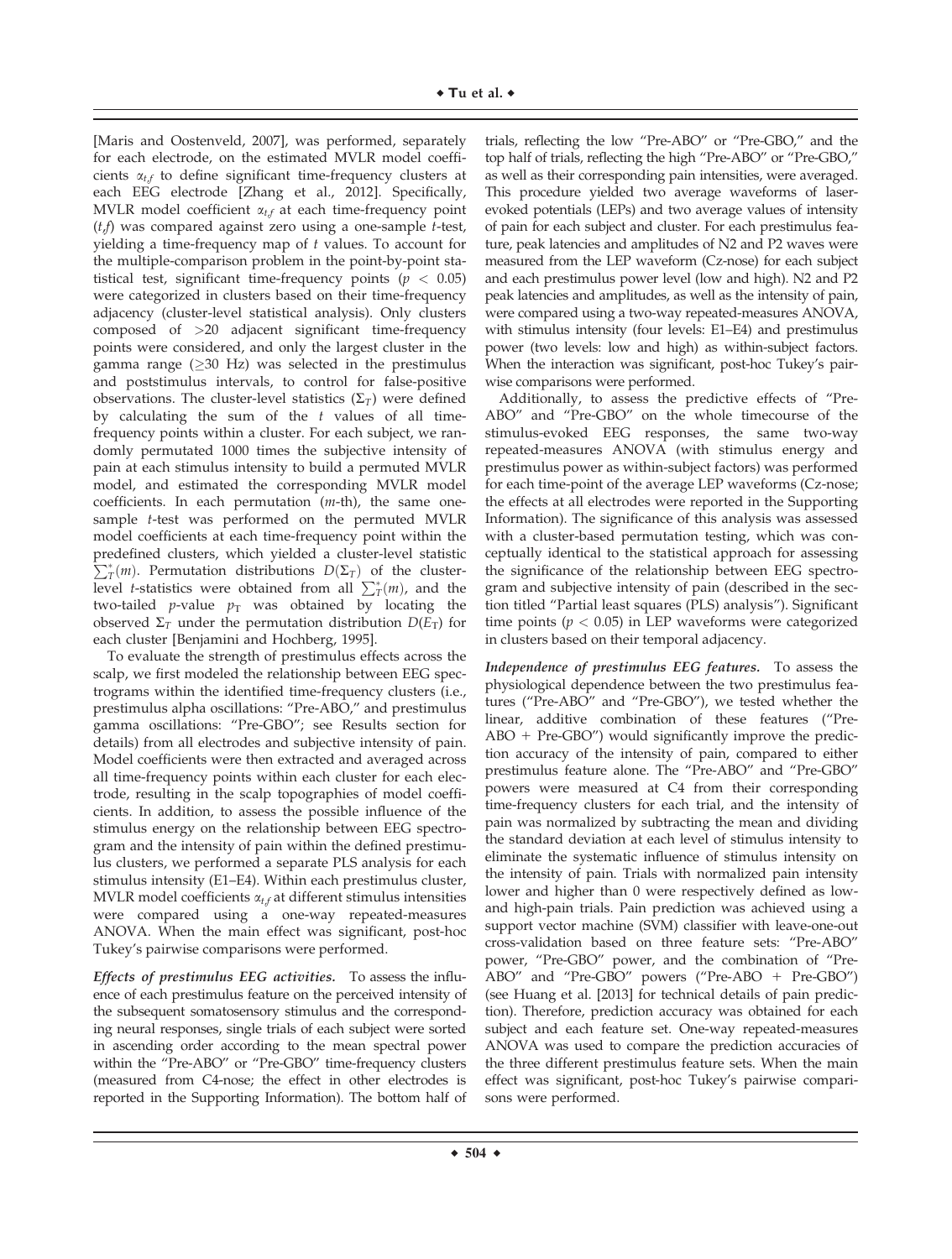[Maris and Oostenveld, 2007], was performed, separately for each electrode, on the estimated MVLR model coefficients $\alpha_{t,f}$ to define significant time-frequency clusters at each EEG electrode [Zhang et al., 2012]. Specifically, MVLR model coefficient $\alpha_{t,f}$ at each time-frequency point $(t,f)$ was compared against zero using a one-sample $t$-test, yielding a time-frequency map of $t$ values. To account for the multiple-comparison problem in the point-by-point statistical test, significant time-frequency points ($p < 0.05$) were categorized in clusters based on their time-frequency adjacency (cluster-level statistical analysis). Only clusters composed of >20 adjacent significant time-frequency points were considered, and only the largest cluster in the gamma range (≥30 Hz) was selected in the prestimulus and poststimulus intervals, to control for false-positive observations. The cluster-level statistics ($\Sigma_T$) were defined by calculating the sum of the $t$ values of all time-frequency points within a cluster. For each subject, we randomly permutated 1000 times the subjective intensity of pain at each stimulus intensity to build a permuted MVLR model, and estimated the corresponding MVLR model coefficients. In each permutation ($m$-th), the same one-sample $t$-test was performed on the permuted MVLR model coefficients at each time-frequency point within the predefined clusters, which yielded a cluster-level statistic $\sum_T^*(m)$. Permutation distributions $D(\Sigma_T)$ of the cluster-level $t$-statistics were obtained from all $\sum_T^*(m)$, and the two-tailed $p$-value $p_T$ was obtained by locating the observed $\Sigma_T$ under the permutation distribution $D(E_T)$ for each cluster [Benjamini and Hochberg, 1995].

To evaluate the strength of prestimulus effects across the scalp, we first modeled the relationship between EEG spectrograms within the identified time-frequency clusters (i.e., prestimulus alpha oscillations: "Pre-ABO," and prestimulus gamma oscillations: "Pre-GBO"; see Results section for details) from all electrodes and subjective intensity of pain. Model coefficients were then extracted and averaged across all time-frequency points within each cluster for each electrode, resulting in the scalp topographies of model coefficients. In addition, to assess the possible influence of the stimulus energy on the relationship between EEG spectrogram and the intensity of pain within the defined prestimulus clusters, we performed a separate PLS analysis for each stimulus intensity (E1–E4). Within each prestimulus cluster, MVLR model coefficients $\alpha_{t,f}$ at different stimulus intensities were compared using a one-way repeated-measures ANOVA. When the main effect was significant, post-hoc Tukey's pairwise comparisons were performed.

***Effects of prestimulus EEG activities.*** To assess the influence of each prestimulus feature on the perceived intensity of the subsequent somatosensory stimulus and the corresponding neural responses, single trials of each subject were sorted in ascending order according to the mean spectral power within the "Pre-ABO" or "Pre-GBO" time-frequency clusters (measured from C4-nose; the effect in other electrodes is reported in the Supporting Information). The bottom half of trials, reflecting the low "Pre-ABO" or "Pre-GBO," and the top half of trials, reflecting the high "Pre-ABO" or "Pre-GBO," as well as their corresponding pain intensities, were averaged. This procedure yielded two average waveforms of laser-evoked potentials (LEPs) and two average values of intensity of pain for each subject and cluster. For each prestimulus feature, peak latencies and amplitudes of N2 and P2 waves were measured from the LEP waveform (Cz-nose) for each subject and each prestimulus power level (low and high). N2 and P2 peak latencies and amplitudes, as well as the intensity of pain, were compared using a two-way repeated-measures ANOVA, with stimulus intensity (four levels: E1–E4) and prestimulus power (two levels: low and high) as within-subject factors. When the interaction was significant, post-hoc Tukey's pairwise comparisons were performed.

Additionally, to assess the predictive effects of "Pre-ABO" and "Pre-GBO" on the whole timecourse of the stimulus-evoked EEG responses, the same two-way repeated-measures ANOVA (with stimulus energy and prestimulus power as within-subject factors) was performed for each time-point of the average LEP waveforms (Cz-nose; the effects at all electrodes were reported in the Supporting Information). The significance of this analysis was assessed with a cluster-based permutation testing, which was conceptually identical to the statistical approach for assessing the significance of the relationship between EEG spectrogram and subjective intensity of pain (described in the section titled "Partial least squares (PLS) analysis"). Significant time points ($p < 0.05$) in LEP waveforms were categorized in clusters based on their temporal adjacency.

***Independence of prestimulus EEG features.*** To assess the physiological dependence between the two prestimulus features ("Pre-ABO" and "Pre-GBO"), we tested whether the linear, additive combination of these features ("Pre-ABO + Pre-GBO") would significantly improve the prediction accuracy of the intensity of pain, compared to either prestimulus feature alone. The "Pre-ABO" and "Pre-GBO" powers were measured at C4 from their corresponding time-frequency clusters for each trial, and the intensity of pain was normalized by subtracting the mean and dividing the standard deviation at each level of stimulus intensity to eliminate the systematic influence of stimulus intensity on the intensity of pain. Trials with normalized pain intensity lower and higher than 0 were respectively defined as low- and high-pain trials. Pain prediction was achieved using a support vector machine (SVM) classifier with leave-one-out cross-validation based on three feature sets: "Pre-ABO" power, "Pre-GBO" power, and the combination of "Pre-ABO" and "Pre-GBO" powers ("Pre-ABO + Pre-GBO") (see Huang et al. [2013] for technical details of pain prediction). Therefore, prediction accuracy was obtained for each subject and each feature set. One-way repeated-measures ANOVA was used to compare the prediction accuracies of the three different prestimulus feature sets. When the main effect was significant, post-hoc Tukey's pairwise comparisons were performed.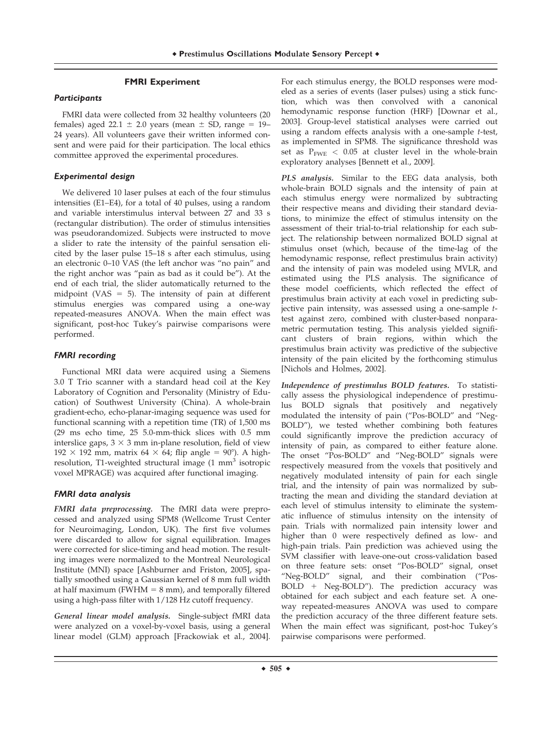## FMRI Experiment

### *Participants*

FMRI data were collected from 32 healthy volunteers (20 females) aged 22.1 ± 2.0 years (mean ± SD, range = 19–24 years). All volunteers gave their written informed consent and were paid for their participation. The local ethics committee approved the experimental procedures.

### *Experimental design*

We delivered 10 laser pulses at each of the four stimulus intensities (E1–E4), for a total of 40 pulses, using a random and variable interstimulus interval between 27 and 33 s (rectangular distribution). The order of stimulus intensities was pseudorandomized. Subjects were instructed to move a slider to rate the intensity of the painful sensation elicited by the laser pulse 15–18 s after each stimulus, using an electronic 0–10 VAS (the left anchor was "no pain" and the right anchor was "pain as bad as it could be"). At the end of each trial, the slider automatically returned to the midpoint (VAS = 5). The intensity of pain at different stimulus energies was compared using a one-way repeated-measures ANOVA. When the main effect was significant, post-hoc Tukey's pairwise comparisons were performed.

### *FMRI recording*

Functional MRI data were acquired using a Siemens 3.0 T Trio scanner with a standard head coil at the Key Laboratory of Cognition and Personality (Ministry of Education) of Southwest University (China). A whole-brain gradient-echo, echo-planar-imaging sequence was used for functional scanning with a repetition time (TR) of 1,500 ms (29 ms echo time, 25 5.0-mm-thick slices with 0.5 mm interslice gaps, 3 × 3 mm in-plane resolution, field of view 192 × 192 mm, matrix 64 × 64; flip angle = 90°). A high-resolution, T1-weighted structural image (1 $mm^3$ isotropic voxel MPRAGE) was acquired after functional imaging.

### *FMRI data analysis*

***FMRI data preprocessing.*** The fMRI data were preprocessed and analyzed using SPM8 (Wellcome Trust Center for Neuroimaging, London, UK). The first five volumes were discarded to allow for signal equilibration. Images were corrected for slice-timing and head motion. The resulting images were normalized to the Montreal Neurological Institute (MNI) space [Ashburner and Friston, 2005], spatially smoothed using a Gaussian kernel of 8 mm full width at half maximum (FWHM = 8 mm), and temporally filtered using a high-pass filter with 1/128 Hz cutoff frequency.

***General linear model analysis.*** Single-subject fMRI data were analyzed on a voxel-by-voxel basis, using a general linear model (GLM) approach [Frackowiak et al., 2004]. For each stimulus energy, the BOLD responses were modeled as a series of events (laser pulses) using a stick function, which was then convolved with a canonical hemodynamic response function (HRF) [Downar et al., 2003]. Group-level statistical analyses were carried out using a random effects analysis with a one-sample *t*-test, as implemented in SPM8. The significance threshold was set as $P_{FWE} < 0.05$ at cluster level in the whole-brain exploratory analyses [Bennett et al., 2009].

***PLS analysis.*** Similar to the EEG data analysis, both whole-brain BOLD signals and the intensity of pain at each stimulus energy were normalized by subtracting their respective means and dividing their standard deviations, to minimize the effect of stimulus intensity on the assessment of their trial-to-trial relationship for each subject. The relationship between normalized BOLD signal at stimulus onset (which, because of the time-lag of the hemodynamic response, reflect prestimulus brain activity) and the intensity of pain was modeled using MVLR, and estimated using the PLS analysis. The significance of these model coefficients, which reflected the effect of prestimulus brain activity at each voxel in predicting subjective pain intensity, was assessed using a one-sample *t*-test against zero, combined with cluster-based nonparametric permutation testing. This analysis yielded significant clusters of brain regions, within which the prestimulus brain activity was predictive of the subjective intensity of the pain elicited by the forthcoming stimulus [Nichols and Holmes, 2002].

***Independence of prestimulus BOLD features.*** To statistically assess the physiological independence of prestimulus BOLD signals that positively and negatively modulated the intensity of pain ("Pos-BOLD" and "Neg-BOLD"), we tested whether combining both features could significantly improve the prediction accuracy of intensity of pain, as compared to either feature alone. The onset "Pos-BOLD" and "Neg-BOLD" signals were respectively measured from the voxels that positively and negatively modulated intensity of pain for each single trial, and the intensity of pain was normalized by subtracting the mean and dividing the standard deviation at each level of stimulus intensity to eliminate the systematic influence of stimulus intensity on the intensity of pain. Trials with normalized pain intensity lower and higher than 0 were respectively defined as low- and high-pain trials. Pain prediction was achieved using the SVM classifier with leave-one-out cross-validation based on three feature sets: onset "Pos-BOLD" signal, onset "Neg-BOLD" signal, and their combination ("Pos-BOLD + Neg-BOLD"). The prediction accuracy was obtained for each subject and each feature set. A one-way repeated-measures ANOVA was used to compare the prediction accuracy of the three different feature sets. When the main effect was significant, post-hoc Tukey's pairwise comparisons were performed.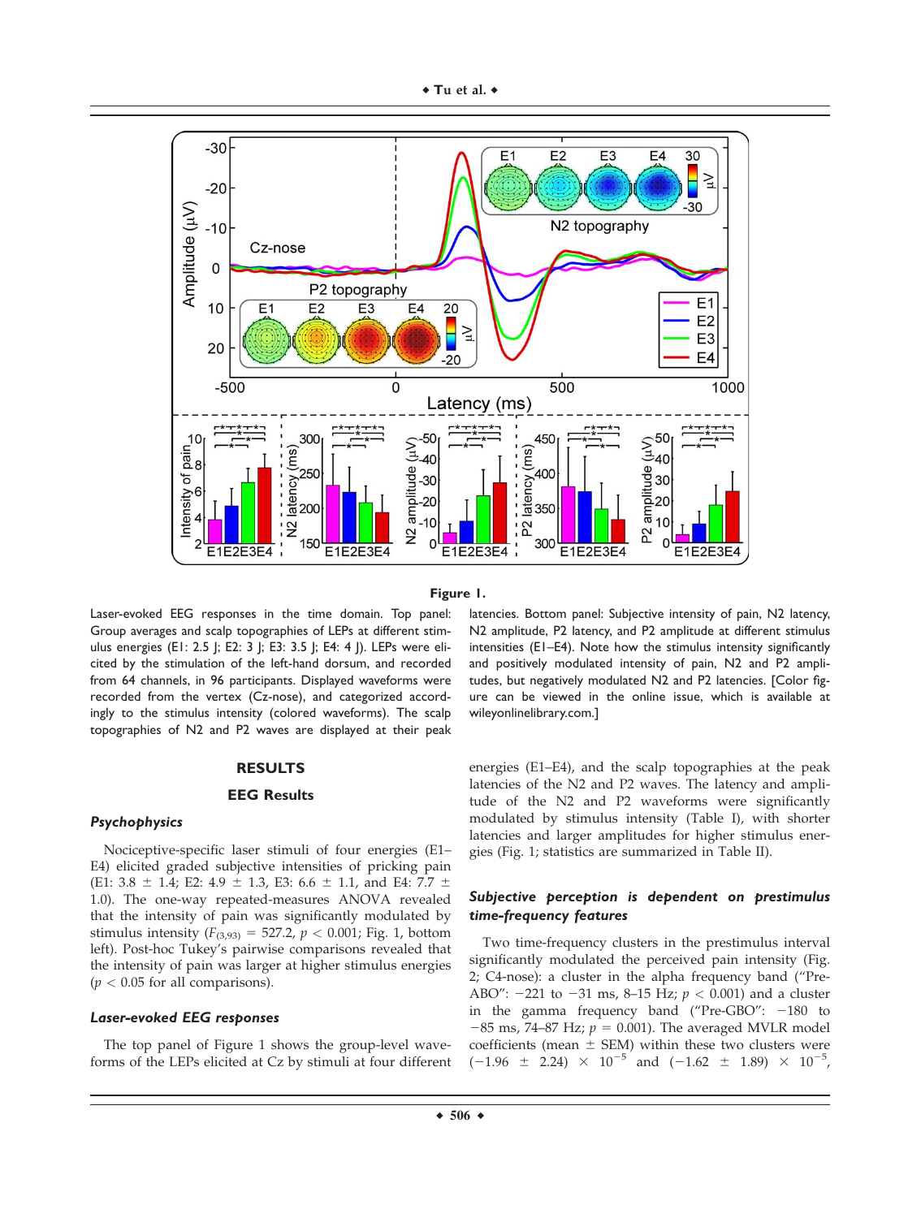**Figure 1.**

Laser-evoked EEG responses in the time domain. Top panel: Group averages and scalp topographies of LEPs at different stimulus energies (E1: 2.5 J; E2: 3 J; E3: 3.5 J; E4: 4 J). LEPs were elicited by the stimulation of the left-hand dorsum, and recorded from 64 channels, in 96 participants. Displayed waveforms were recorded from the vertex (Cz-nose), and categorized accordingly to the stimulus intensity (colored waveforms). The scalp topographies of N2 and P2 waves are displayed at their peak latencies. Bottom panel: Subjective intensity of pain, N2 latency, N2 amplitude, P2 latency, and P2 amplitude at different stimulus intensities (E1–E4). Note how the stimulus intensity significantly and positively modulated intensity of pain, N2 and P2 amplitudes, but negatively modulated N2 and P2 latencies. [Color figure can be viewed in the online issue, which is available at wileyonlinelibrary.com.]

## RESULTS

### EEG Results

#### *Psychophysics*

Nociceptive-specific laser stimuli of four energies (E1–E4) elicited graded subjective intensities of pricking pain (E1: 3.8 ± 1.4; E2: 4.9 ± 1.3, E3: 6.6 ± 1.1, and E4: 7.7 ± 1.0). The one-way repeated-measures ANOVA revealed that the intensity of pain was significantly modulated by stimulus intensity ($F_{(3,93)} = 527.2$, $p < 0.001$; Fig. 1, bottom left). Post-hoc Tukey's pairwise comparisons revealed that the intensity of pain was larger at higher stimulus energies ($p < 0.05$ for all comparisons).

#### *Laser-evoked EEG responses*

The top panel of Figure 1 shows the group-level waveforms of the LEPs elicited at Cz by stimuli at four different energies (E1–E4), and the scalp topographies at the peak latencies of the N2 and P2 waves. The latency and amplitude of the N2 and P2 waveforms were significantly modulated by stimulus intensity (Table I), with shorter latencies and larger amplitudes for higher stimulus energies (Fig. 1; statistics are summarized in Table II).

#### *Subjective perception is dependent on prestimulus time-frequency features*

Two time-frequency clusters in the prestimulus interval significantly modulated the perceived pain intensity (Fig. 2; C4-nose): a cluster in the alpha frequency band ("Pre-ABO": −221 to −31 ms, 8–15 Hz; $p < 0.001$) and a cluster in the gamma frequency band ("Pre-GBO": −180 to −85 ms, 74–87 Hz; $p = 0.001$). The averaged MVLR model coefficients (mean ± SEM) within these two clusters were $(-1.96 \pm 2.24) \times 10^{-5}$ and $(-1.62 \pm 1.89) \times 10^{-5}$,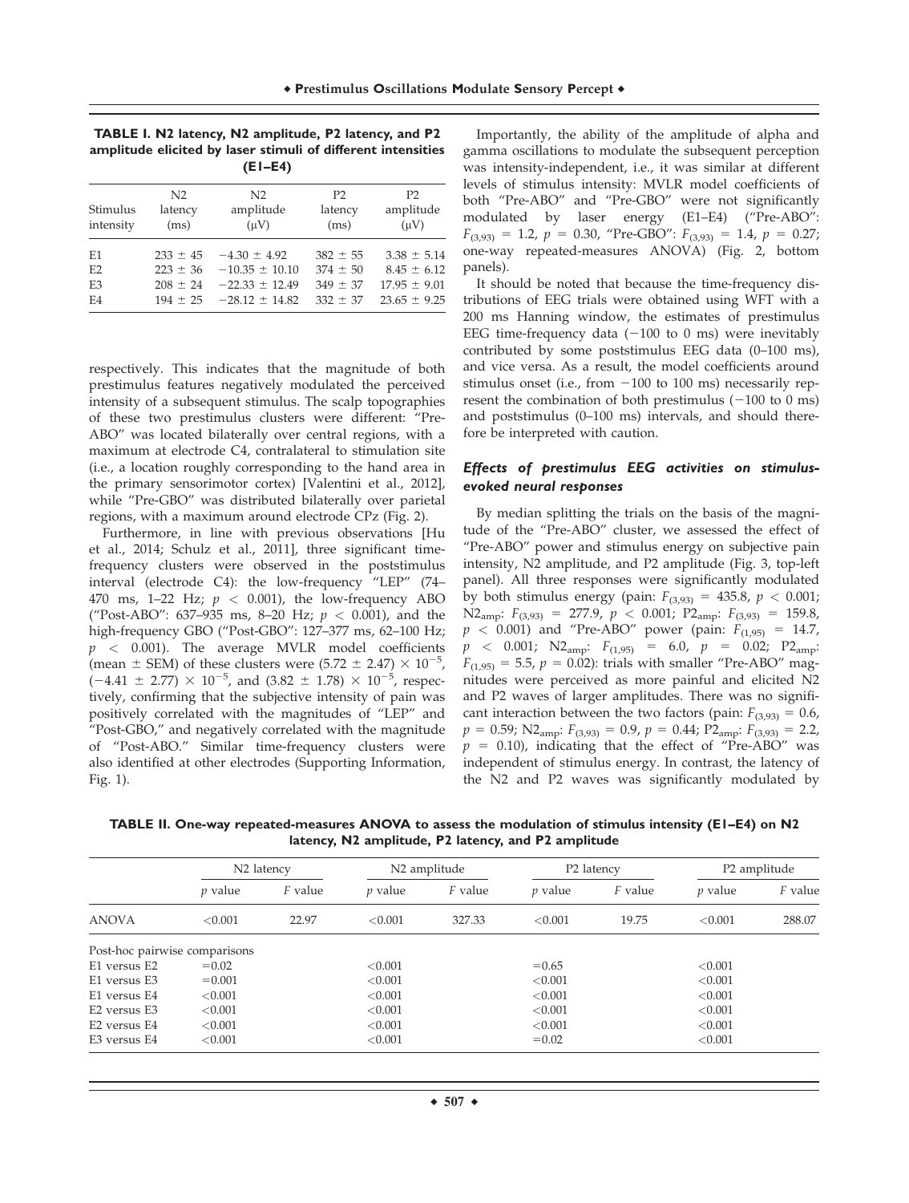**TABLE I. N2 latency, N2 amplitude, P2 latency, and P2 amplitude elicited by laser stimuli of different intensities (E1–E4)**

| Stimulus intensity | N2 latency (ms) | N2 amplitude (μV) | P2 latency (ms) | P2 amplitude (μV) |
|---|---|---|---|---|
| E1 | 233 ± 45 | −4.30 ± 4.92 | 382 ± 55 | 3.38 ± 5.14 |
| E2 | 223 ± 36 | −10.35 ± 10.10 | 374 ± 50 | 8.45 ± 6.12 |
| E3 | 208 ± 24 | −22.33 ± 12.49 | 349 ± 37 | 17.95 ± 9.01 |
| E4 | 194 ± 25 | −28.12 ± 14.82 | 332 ± 37 | 23.65 ± 9.25 |

respectively. This indicates that the magnitude of both prestimulus features negatively modulated the perceived intensity of a subsequent stimulus. The scalp topographies of these two prestimulus clusters were different: "Pre-ABO" was located bilaterally over central regions, with a maximum at electrode C4, contralateral to stimulation site (i.e., a location roughly corresponding to the hand area in the primary sensorimotor cortex) [Valentini et al., 2012], while "Pre-GBO" was distributed bilaterally over parietal regions, with a maximum around electrode CPz (Fig. 2).

Furthermore, in line with previous observations [Hu et al., 2014; Schulz et al., 2011], three significant time-frequency clusters were observed in the poststimulus interval (electrode C4): the low-frequency "LEP" (74–470 ms, 1–22 Hz; $p < 0.001$), the low-frequency ABO ("Post-ABO": 637–935 ms, 8–20 Hz; $p < 0.001$), and the high-frequency GBO ("Post-GBO": 127–377 ms, 62–100 Hz; $p < 0.001$). The average MVLR model coefficients (mean ± SEM) of these clusters were $(5.72 \pm 2.47) \times 10^{-5}$, $(-4.41 \pm 2.77) \times 10^{-5}$, and $(3.82 \pm 1.78) \times 10^{-5}$, respectively, confirming that the subjective intensity of pain was positively correlated with the magnitudes of "LEP" and "Post-GBO," and negatively correlated with the magnitude of "Post-ABO." Similar time-frequency clusters were also identified at other electrodes (Supporting Information, Fig. 1).

Importantly, the ability of the amplitude of alpha and gamma oscillations to modulate the subsequent perception was intensity-independent, i.e., it was similar at different levels of stimulus intensity: MVLR model coefficients of both "Pre-ABO" and "Pre-GBO" were not significantly modulated by laser energy (E1–E4) ("Pre-ABO": $F_{(3,93)} = 1.2$, $p = 0.30$, "Pre-GBO": $F_{(3,93)} = 1.4$, $p = 0.27$; one-way repeated-measures ANOVA) (Fig. 2, bottom panels).

It should be noted that because the time-frequency distributions of EEG trials were obtained using WFT with a 200 ms Hanning window, the estimates of prestimulus EEG time-frequency data (−100 to 0 ms) were inevitably contributed by some poststimulus EEG data (0–100 ms), and vice versa. As a result, the model coefficients around stimulus onset (i.e., from −100 to 100 ms) necessarily represent the combination of both prestimulus (−100 to 0 ms) and poststimulus (0–100 ms) intervals, and should therefore be interpreted with caution.

### *Effects of prestimulus EEG activities on stimulus-evoked neural responses*

By median splitting the trials on the basis of the magnitude of the "Pre-ABO" cluster, we assessed the effect of "Pre-ABO" power and stimulus energy on subjective pain intensity, N2 amplitude, and P2 amplitude (Fig. 3, top-left panel). All three responses were significantly modulated by both stimulus energy (pain: $F_{(3,93)} = 435.8$, $p < 0.001$; $N2_{amp}$: $F_{(3,93)} = 277.9$, $p < 0.001$; $P2_{amp}$: $F_{(3,93)} = 159.8$, $p < 0.001$) and "Pre-ABO" power (pain: $F_{(1,95)} = 14.7$, $p < 0.001$; $N2_{amp}$: $F_{(1,95)} = 6.0$, $p = 0.02$; $P2_{amp}$: $F_{(1,95)} = 5.5$, $p = 0.02$): trials with smaller "Pre-ABO" magnitudes were perceived as more painful and elicited N2 and P2 waves of larger amplitudes. There was no significant interaction between the two factors (pain: $F_{(3,93)} = 0.6$, $p = 0.59$; $N2_{amp}$: $F_{(3,93)} = 0.9$, $p = 0.44$; $P2_{amp}$: $F_{(3,93)} = 2.2$, $p = 0.10$), indicating that the effect of "Pre-ABO" was independent of stimulus energy. In contrast, the latency of the N2 and P2 waves was significantly modulated by

**TABLE II. One-way repeated-measures ANOVA to assess the modulation of stimulus intensity (E1–E4) on N2 latency, N2 amplitude, P2 latency, and P2 amplitude**

| | N2 latency | | N2 amplitude | | P2 latency | | P2 amplitude | |
|---|---|---|---|---|---|---|---|---|
| | *p* value | *F* value | *p* value | *F* value | *p* value | *F* value | *p* value | *F* value |
| ANOVA | <0.001 | 22.97 | <0.001 | 327.33 | <0.001 | 19.75 | <0.001 | 288.07 |
| Post-hoc pairwise comparisons | | | | | | | | |
| E1 versus E2 | =0.02 | | <0.001 | | =0.65 | | <0.001 | |
| E1 versus E3 | =0.001 | | <0.001 | | <0.001 | | <0.001 | |
| E1 versus E4 | <0.001 | | <0.001 | | <0.001 | | <0.001 | |
| E2 versus E3 | <0.001 | | <0.001 | | <0.001 | | <0.001 | |
| E2 versus E4 | <0.001 | | <0.001 | | <0.001 | | <0.001 | |
| E3 versus E4 | <0.001 | | <0.001 | | =0.02 | | <0.001 | |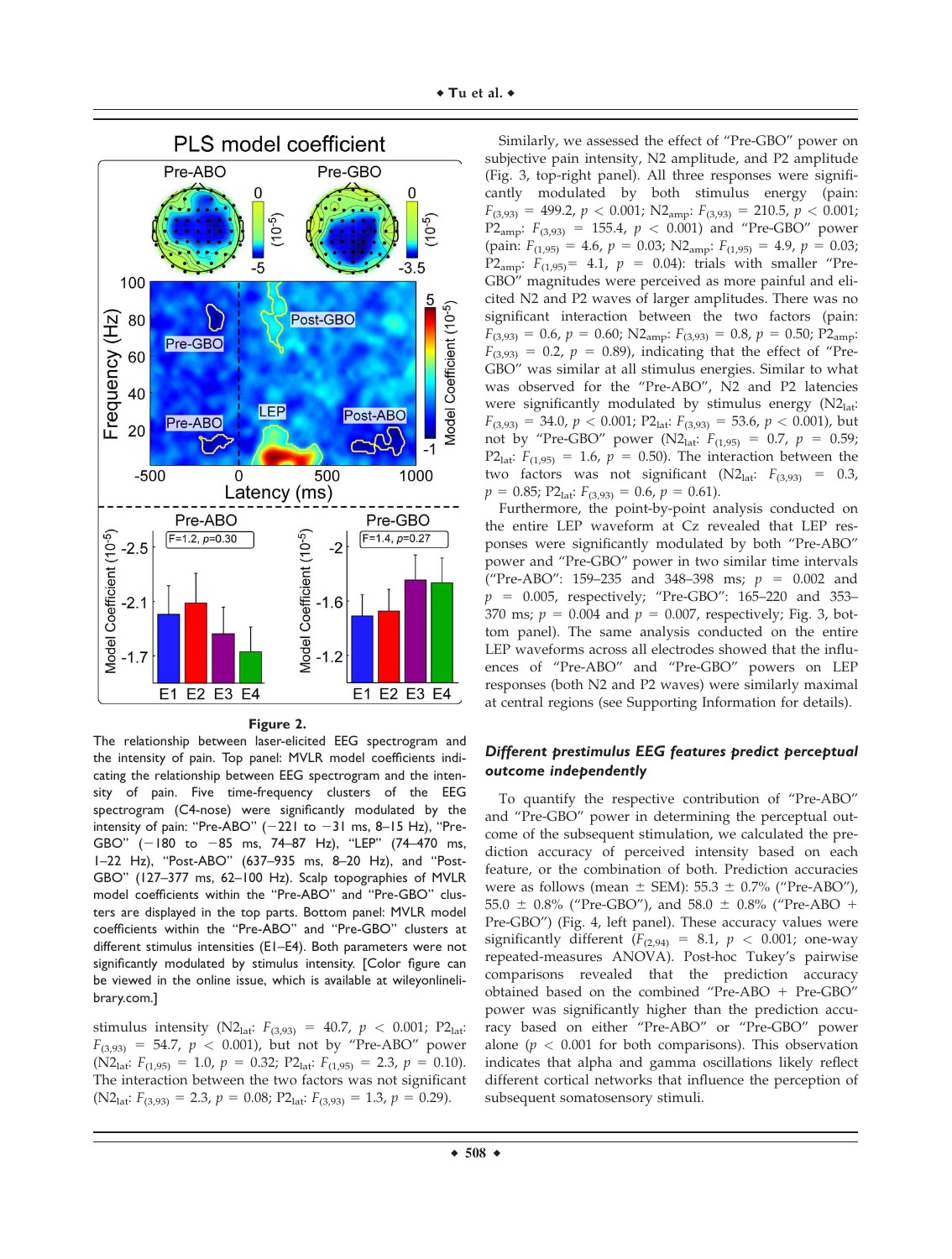**Figure 2.**

The relationship between laser-elicited EEG spectrogram and the intensity of pain. Top panel: MVLR model coefficients indicating the relationship between EEG spectrogram and the intensity of pain. Five time-frequency clusters of the EEG spectrogram (C4-nose) were significantly modulated by the intensity of pain: "Pre-ABO" (−221 to −31 ms, 8–15 Hz), "Pre-GBO" (−180 to −85 ms, 74–87 Hz), "LEP" (74–470 ms, 1–22 Hz), "Post-ABO" (637–935 ms, 8–20 Hz), and "Post-GBO" (127–377 ms, 62–100 Hz). Scalp topographies of MVLR model coefficients within the "Pre-ABO" and "Pre-GBO" clusters are displayed in the top parts. Bottom panel: MVLR model coefficients within the "Pre-ABO" and "Pre-GBO" clusters at different stimulus intensities (E1–E4). Both parameters were not significantly modulated by stimulus intensity. [Color figure can be viewed in the online issue, which is available at wileyonlinelibrary.com.]

stimulus intensity ($N2_{lat}$: $F_{(3,93)} = 40.7$, $p < 0.001$; $P2_{lat}$: $F_{(3,93)} = 54.7$, $p < 0.001$), but not by "Pre-ABO" power ($N2_{lat}$: $F_{(1,95)} = 1.0$, $p = 0.32$; $P2_{lat}$: $F_{(1,95)} = 2.3$, $p = 0.10$). The interaction between the two factors was not significant ($N2_{lat}$: $F_{(3,93)} = 2.3$, $p = 0.08$; $P2_{lat}$: $F_{(3,93)} = 1.3$, $p = 0.29$).

Similarly, we assessed the effect of "Pre-GBO" power on subjective pain intensity, N2 amplitude, and P2 amplitude (Fig. 3, top-right panel). All three responses were significantly modulated by both stimulus energy (pain: $F_{(3,93)} = 499.2$, $p < 0.001$; $N2_{amp}$: $F_{(3,93)} = 210.5$, $p < 0.001$; $P2_{amp}$: $F_{(3,93)} = 155.4$, $p < 0.001$) and "Pre-GBO" power (pain: $F_{(1,95)} = 4.6$, $p = 0.03$; $N2_{amp}$: $F_{(1,95)} = 4.9$, $p = 0.03$; $P2_{amp}$: $F_{(1,95)} = 4.1$, $p = 0.04$): trials with smaller "Pre-GBO" magnitudes were perceived as more painful and elicited N2 and P2 waves of larger amplitudes. There was no significant interaction between the two factors (pain: $F_{(3,93)} = 0.6$, $p = 0.60$; $N2_{amp}$: $F_{(3,93)} = 0.8$, $p = 0.50$; $P2_{amp}$: $F_{(3,93)} = 0.2$, $p = 0.89$), indicating that the effect of "Pre-GBO" was similar at all stimulus energies. Similar to what was observed for the "Pre-ABO", N2 and P2 latencies were significantly modulated by stimulus energy ($N2_{lat}$: $F_{(3,93)} = 34.0$, $p < 0.001$; $P2_{lat}$: $F_{(3,93)} = 53.6$, $p < 0.001$), but not by "Pre-GBO" power ($N2_{lat}$: $F_{(1,95)} = 0.7$, $p = 0.59$; $P2_{lat}$: $F_{(1,95)} = 1.6$, $p = 0.50$). The interaction between the two factors was not significant ($N2_{lat}$: $F_{(3,93)} = 0.3$, $p = 0.85$; $P2_{lat}$: $F_{(3,93)} = 0.6$, $p = 0.61$).

Furthermore, the point-by-point analysis conducted on the entire LEP waveform at Cz revealed that LEP responses were significantly modulated by both "Pre-ABO" power and "Pre-GBO" power in two similar time intervals ("Pre-ABO": 159–235 and 348–398 ms; $p = 0.002$ and $p = 0.005$, respectively; "Pre-GBO": 165–220 and 353–370 ms; $p = 0.004$ and $p = 0.007$, respectively; Fig. 3, bottom panel). The same analysis conducted on the entire LEP waveforms across all electrodes showed that the influences of "Pre-ABO" and "Pre-GBO" powers on LEP responses (both N2 and P2 waves) were similarly maximal at central regions (see Supporting Information for details).

### *Different prestimulus EEG features predict perceptual outcome independently*

To quantify the respective contribution of "Pre-ABO" and "Pre-GBO" power in determining the perceptual outcome of the subsequent stimulation, we calculated the prediction accuracy of perceived intensity based on each feature, or the combination of both. Prediction accuracies were as follows (mean ± SEM): 55.3 ± 0.7% ("Pre-ABO"), 55.0 ± 0.8% ("Pre-GBO"), and 58.0 ± 0.8% ("Pre-ABO + Pre-GBO") (Fig. 4, left panel). These accuracy values were significantly different ($F_{(2,94)} = 8.1$, $p < 0.001$; one-way repeated-measures ANOVA). Post-hoc Tukey's pairwise comparisons revealed that the prediction accuracy obtained based on the combined "Pre-ABO + Pre-GBO" power was significantly higher than the prediction accuracy based on either "Pre-ABO" or "Pre-GBO" power alone ($p < 0.001$ for both comparisons). This observation indicates that alpha and gamma oscillations likely reflect different cortical networks that influence the perception of subsequent somatosensory stimuli.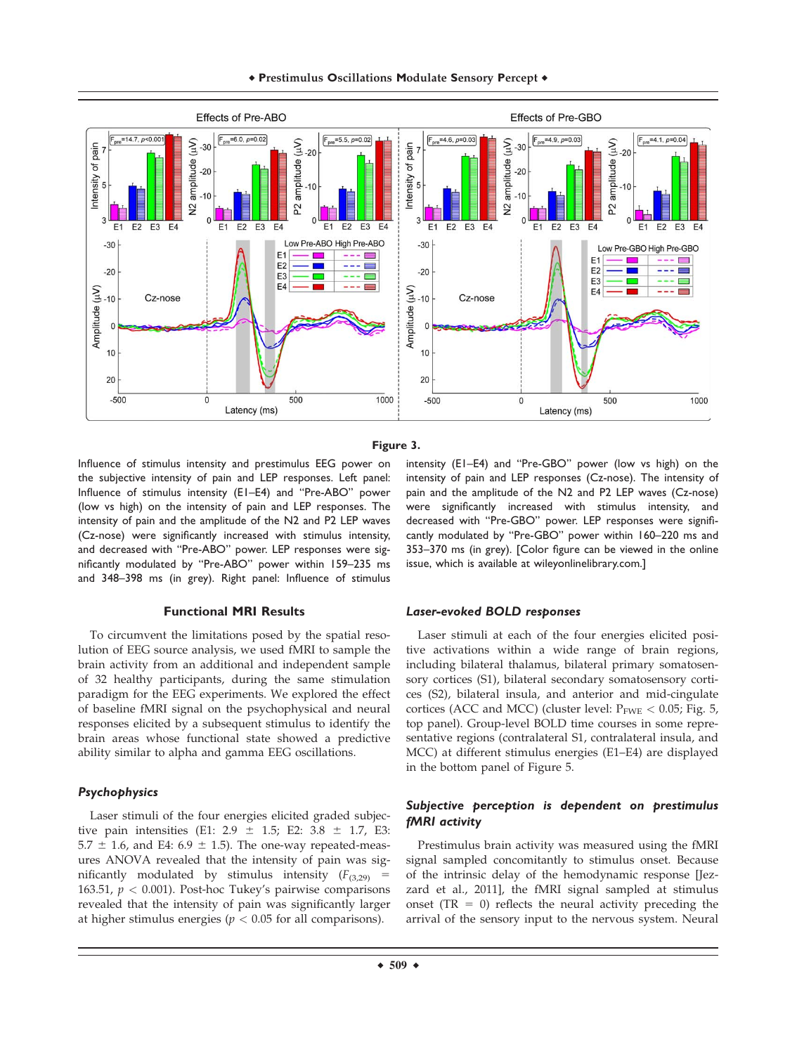**Figure 3.**

Influence of stimulus intensity and prestimulus EEG power on the subjective intensity of pain and LEP responses. Left panel: Influence of stimulus intensity (E1–E4) and "Pre-ABO" power (low vs high) on the intensity of pain and LEP responses. The intensity of pain and the amplitude of the N2 and P2 LEP waves (Cz-nose) were significantly increased with stimulus intensity, and decreased with "Pre-ABO" power. LEP responses were significantly modulated by "Pre-ABO" power within 159–235 ms and 348–398 ms (in grey). Right panel: Influence of stimulus intensity (E1–E4) and "Pre-GBO" power (low vs high) on the intensity of pain and LEP responses (Cz-nose). The intensity of pain and the amplitude of the N2 and P2 LEP waves (Cz-nose) were significantly increased with stimulus intensity, and decreased with "Pre-GBO" power. LEP responses were significantly modulated by "Pre-GBO" power within 160–220 ms and 353–370 ms (in grey). [Color figure can be viewed in the online issue, which is available at wileyonlinelibrary.com.]

## Functional MRI Results

To circumvent the limitations posed by the spatial resolution of EEG source analysis, we used fMRI to sample the brain activity from an additional and independent sample of 32 healthy participants, during the same stimulation paradigm for the EEG experiments. We explored the effect of baseline fMRI signal on the psychophysical and neural responses elicited by a subsequent stimulus to identify the brain areas whose functional state showed a predictive ability similar to alpha and gamma EEG oscillations.

### *Psychophysics*

Laser stimuli of the four energies elicited graded subjective pain intensities (E1: 2.9 ± 1.5; E2: 3.8 ± 1.7, E3: 5.7 ± 1.6, and E4: 6.9 ± 1.5). The one-way repeated-measures ANOVA revealed that the intensity of pain was significantly modulated by stimulus intensity ($F_{(3,29)} = 163.51$, $p < 0.001$). Post-hoc Tukey's pairwise comparisons revealed that the intensity of pain was significantly larger at higher stimulus energies ($p < 0.05$ for all comparisons).

### *Laser-evoked BOLD responses*

Laser stimuli at each of the four energies elicited positive activations within a wide range of brain regions, including bilateral thalamus, bilateral primary somatosensory cortices (S1), bilateral secondary somatosensory cortices (S2), bilateral insula, and anterior and mid-cingulate cortices (ACC and MCC) (cluster level: $P_{FWE} < 0.05$; Fig. 5, top panel). Group-level BOLD time courses in some representative regions (contralateral S1, contralateral insula, and MCC) at different stimulus energies (E1–E4) are displayed in the bottom panel of Figure 5.

### *Subjective perception is dependent on prestimulus fMRI activity*

Prestimulus brain activity was measured using the fMRI signal sampled concomitantly to stimulus onset. Because of the intrinsic delay of the hemodynamic response [Jezzard et al., 2011], the fMRI signal sampled at stimulus onset (TR = 0) reflects the neural activity preceding the arrival of the sensory input to the nervous system. Neural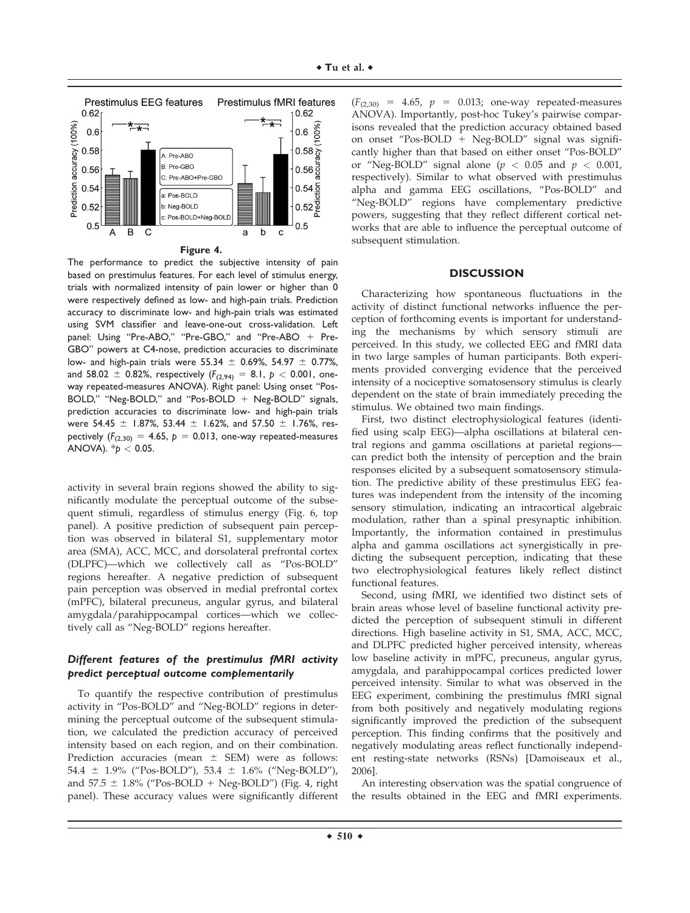Prestimulus EEG features

Prestimulus fMRI features

0.62
0.6
0.58
0.56
0.54
0.52
0.5

Prediction accuracy (100%)

A: Pre-ABO
B: Pre-GBO
C: Pre-ABO+Pre-GBO

a: Pos-BOLD
b: Neg-BOLD
c: Pos-BOLD+Neg-BOLD

A B C

a b c

**Figure 4.**

The performance to predict the subjective intensity of pain based on prestimulus features. For each level of stimulus energy, trials with normalized intensity of pain lower or higher than 0 were respectively defined as low- and high-pain trials. Prediction accuracy to discriminate low- and high-pain trials was estimated using SVM classifier and leave-one-out cross-validation. Left panel: Using "Pre-ABO," "Pre-GBO," and "Pre-ABO + Pre-GBO" powers at C4-nose, prediction accuracies to discriminate low- and high-pain trials were 55.34 ± 0.69%, 54.97 ± 0.77%, and 58.02 ± 0.82%, respectively ($F_{(2,94)} = 8.1$, $p < 0.001$, one-way repeated-measures ANOVA). Right panel: Using onset "Pos-BOLD," "Neg-BOLD," and "Pos-BOLD + Neg-BOLD" signals, prediction accuracies to discriminate low- and high-pain trials were 54.45 ± 1.87%, 53.44 ± 1.62%, and 57.50 ± 1.76%, respectively ($F_{(2,30)} = 4.65$, $p = 0.013$, one-way repeated-measures ANOVA). *$p < 0.05$.

activity in several brain regions showed the ability to significantly modulate the perceptual outcome of the subsequent stimuli, regardless of stimulus energy (Fig. 6, top panel). A positive prediction of subsequent pain perception was observed in bilateral S1, supplementary motor area (SMA), ACC, MCC, and dorsolateral prefrontal cortex (DLPFC)—which we collectively call as "Pos-BOLD" regions hereafter. A negative prediction of subsequent pain perception was observed in medial prefrontal cortex (mPFC), bilateral precuneus, angular gyrus, and bilateral amygdala/parahippocampal cortices—which we collectively call as "Neg-BOLD" regions hereafter.

### *Different features of the prestimulus fMRI activity predict perceptual outcome complementarily*

To quantify the respective contribution of prestimulus activity in "Pos-BOLD" and "Neg-BOLD" regions in determining the perceptual outcome of the subsequent stimulation, we calculated the prediction accuracy of perceived intensity based on each region, and on their combination. Prediction accuracies (mean ± SEM) were as follows: 54.4 ± 1.9% ("Pos-BOLD"), 53.4 ± 1.6% ("Neg-BOLD"), and 57.5 ± 1.8% ("Pos-BOLD + Neg-BOLD") (Fig. 4, right panel). These accuracy values were significantly different ($F_{(2,30)} = 4.65$, $p = 0.013$; one-way repeated-measures ANOVA). Importantly, post-hoc Tukey's pairwise comparisons revealed that the prediction accuracy obtained based on onset "Pos-BOLD + Neg-BOLD" signal was significantly higher than that based on either onset "Pos-BOLD" or "Neg-BOLD" signal alone ($p < 0.05$ and $p < 0.001$, respectively). Similar to what observed with prestimulus alpha and gamma EEG oscillations, "Pos-BOLD" and "Neg-BOLD" regions have complementary predictive powers, suggesting that they reflect different cortical networks that are able to influence the perceptual outcome of subsequent stimulation.

## DISCUSSION

Characterizing how spontaneous fluctuations in the activity of distinct functional networks influence the perception of forthcoming events is important for understanding the mechanisms by which sensory stimuli are perceived. In this study, we collected EEG and fMRI data in two large samples of human participants. Both experiments provided converging evidence that the perceived intensity of a nociceptive somatosensory stimulus is clearly dependent on the state of brain immediately preceding the stimulus. We obtained two main findings.

First, two distinct electrophysiological features (identified using scalp EEG)—alpha oscillations at bilateral central regions and gamma oscillations at parietal regions—can predict both the intensity of perception and the brain responses elicited by a subsequent somatosensory stimulation. The predictive ability of these prestimulus EEG features was independent from the intensity of the incoming sensory stimulation, indicating an intracortical algebraic modulation, rather than a spinal presynaptic inhibition. Importantly, the information contained in prestimulus alpha and gamma oscillations act synergistically in predicting the subsequent perception, indicating that these two electrophysiological features likely reflect distinct functional features.

Second, using fMRI, we identified two distinct sets of brain areas whose level of baseline functional activity predicted the perception of subsequent stimuli in different directions. High baseline activity in S1, SMA, ACC, MCC, and DLPFC predicted higher perceived intensity, whereas low baseline activity in mPFC, precuneus, angular gyrus, amygdala, and parahippocampal cortices predicted lower perceived intensity. Similar to what was observed in the EEG experiment, combining the prestimulus fMRI signal from both positively and negatively modulating regions significantly improved the prediction of the subsequent perception. This finding confirms that the positively and negatively modulating areas reflect functionally independent resting-state networks (RSNs) [Damoiseaux et al., 2006].

An interesting observation was the spatial congruence of the results obtained in the EEG and fMRI experiments.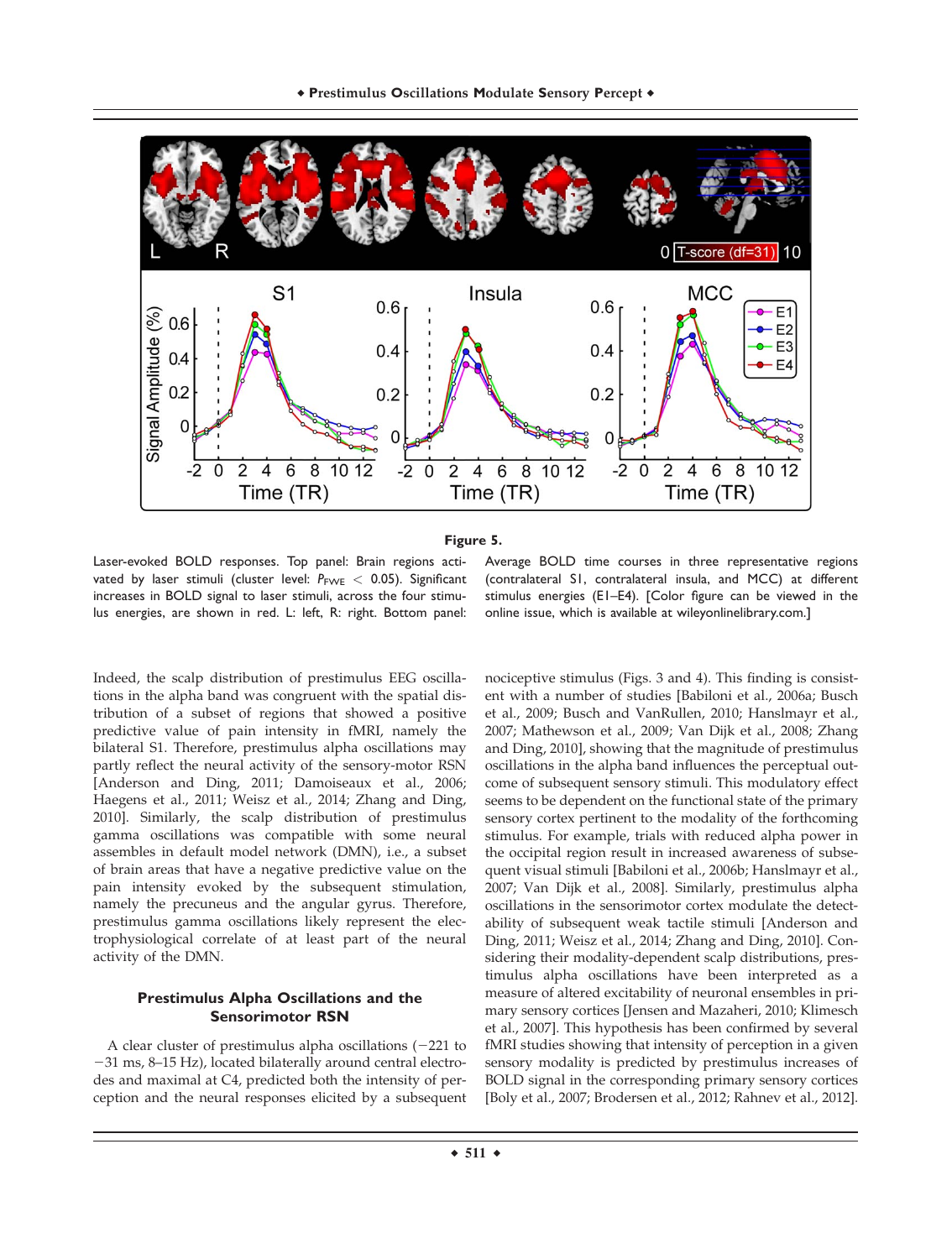**Figure 5.**

Laser-evoked BOLD responses. Top panel: Brain regions activated by laser stimuli (cluster level: $P_{FWE} < 0.05$). Significant increases in BOLD signal to laser stimuli, across the four stimulus energies, are shown in red. L: left, R: right. Bottom panel: Average BOLD time courses in three representative regions (contralateral S1, contralateral insula, and MCC) at different stimulus energies (E1–E4). [Color figure can be viewed in the online issue, which is available at wileyonlinelibrary.com.]

Indeed, the scalp distribution of prestimulus EEG oscillations in the alpha band was congruent with the spatial distribution of a subset of regions that showed a positive predictive value of pain intensity in fMRI, namely the bilateral S1. Therefore, prestimulus alpha oscillations may partly reflect the neural activity of the sensory-motor RSN [Anderson and Ding, 2011; Damoiseaux et al., 2006; Haegens et al., 2011; Weisz et al., 2014; Zhang and Ding, 2010]. Similarly, the scalp distribution of prestimulus gamma oscillations was compatible with some neural assembles in default model network (DMN), i.e., a subset of brain areas that have a negative predictive value on the pain intensity evoked by the subsequent stimulation, namely the precuneus and the angular gyrus. Therefore, prestimulus gamma oscillations likely represent the electrophysiological correlate of at least part of the neural activity of the DMN.

## Prestimulus Alpha Oscillations and the Sensorimotor RSN

A clear cluster of prestimulus alpha oscillations (−221 to −31 ms, 8–15 Hz), located bilaterally around central electrodes and maximal at C4, predicted both the intensity of perception and the neural responses elicited by a subsequent nociceptive stimulus (Figs. 3 and 4). This finding is consistent with a number of studies [Babiloni et al., 2006a; Busch et al., 2009; Busch and VanRullen, 2010; Hanslmayr et al., 2007; Mathewson et al., 2009; Van Dijk et al., 2008; Zhang and Ding, 2010], showing that the magnitude of prestimulus oscillations in the alpha band influences the perceptual outcome of subsequent sensory stimuli. This modulatory effect seems to be dependent on the functional state of the primary sensory cortex pertinent to the modality of the forthcoming stimulus. For example, trials with reduced alpha power in the occipital region result in increased awareness of subsequent visual stimuli [Babiloni et al., 2006b; Hanslmayr et al., 2007; Van Dijk et al., 2008]. Similarly, prestimulus alpha oscillations in the sensorimotor cortex modulate the detectability of subsequent weak tactile stimuli [Anderson and Ding, 2011; Weisz et al., 2014; Zhang and Ding, 2010]. Considering their modality-dependent scalp distributions, prestimulus alpha oscillations have been interpreted as a measure of altered excitability of neuronal ensembles in primary sensory cortices [Jensen and Mazaheri, 2010; Klimesch et al., 2007]. This hypothesis has been confirmed by several fMRI studies showing that intensity of perception in a given sensory modality is predicted by prestimulus increases of BOLD signal in the corresponding primary sensory cortices [Boly et al., 2007; Brodersen et al., 2012; Rahnev et al., 2012].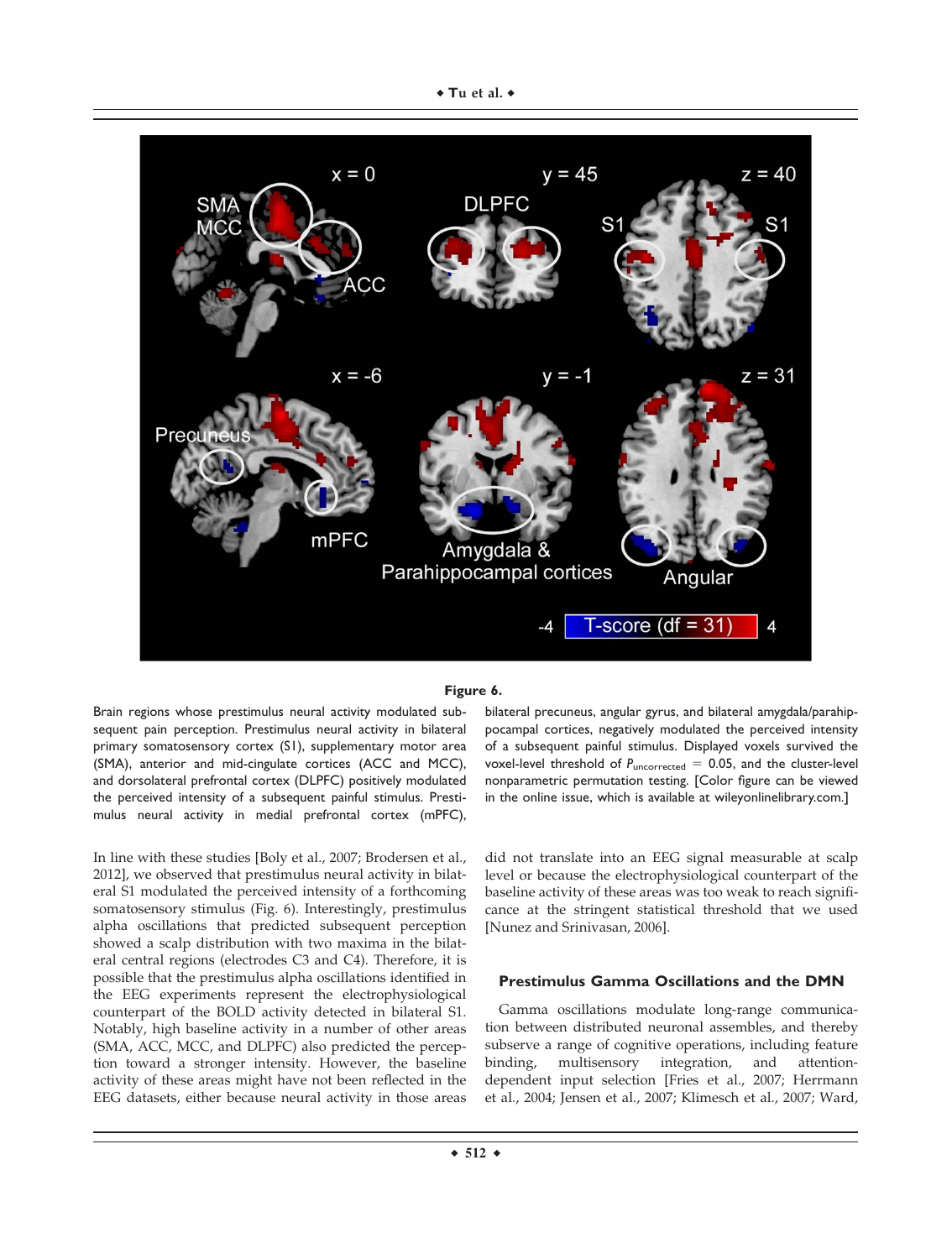**Figure 6.**

Brain regions whose prestimulus neural activity modulated subsequent pain perception. Prestimulus neural activity in bilateral primary somatosensory cortex (S1), supplementary motor area (SMA), anterior and mid-cingulate cortices (ACC and MCC), and dorsolateral prefrontal cortex (DLPFC) positively modulated the perceived intensity of a subsequent painful stimulus. Prestimulus neural activity in medial prefrontal cortex (mPFC), bilateral precuneus, angular gyrus, and bilateral amygdala/parahippocampal cortices, negatively modulated the perceived intensity of a subsequent painful stimulus. Displayed voxels survived the voxel-level threshold of $P_{uncorrected} = 0.05$, and the cluster-level nonparametric permutation testing. [Color figure can be viewed in the online issue, which is available at wileyonlinelibrary.com.]

In line with these studies [Boly et al., 2007; Brodersen et al., 2012], we observed that prestimulus neural activity in bilateral S1 modulated the perceived intensity of a forthcoming somatosensory stimulus (Fig. 6). Interestingly, prestimulus alpha oscillations that predicted subsequent perception showed a scalp distribution with two maxima in the bilateral central regions (electrodes C3 and C4). Therefore, it is possible that the prestimulus alpha oscillations identified in the EEG experiments represent the electrophysiological counterpart of the BOLD activity detected in bilateral S1. Notably, high baseline activity in a number of other areas (SMA, ACC, MCC, and DLPFC) also predicted the perception toward a stronger intensity. However, the baseline activity of these areas might have not been reflected in the EEG datasets, either because neural activity in those areas did not translate into an EEG signal measurable at scalp level or because the electrophysiological counterpart of the baseline activity of these areas was too weak to reach significance at the stringent statistical threshold that we used [Nunez and Srinivasan, 2006].

## Prestimulus Gamma Oscillations and the DMN

Gamma oscillations modulate long-range communication between distributed neuronal assembles, and thereby subserve a range of cognitive operations, including feature binding, multisensory integration, and attention-dependent input selection [Fries et al., 2007; Herrmann et al., 2004; Jensen et al., 2007; Klimesch et al., 2007; Ward,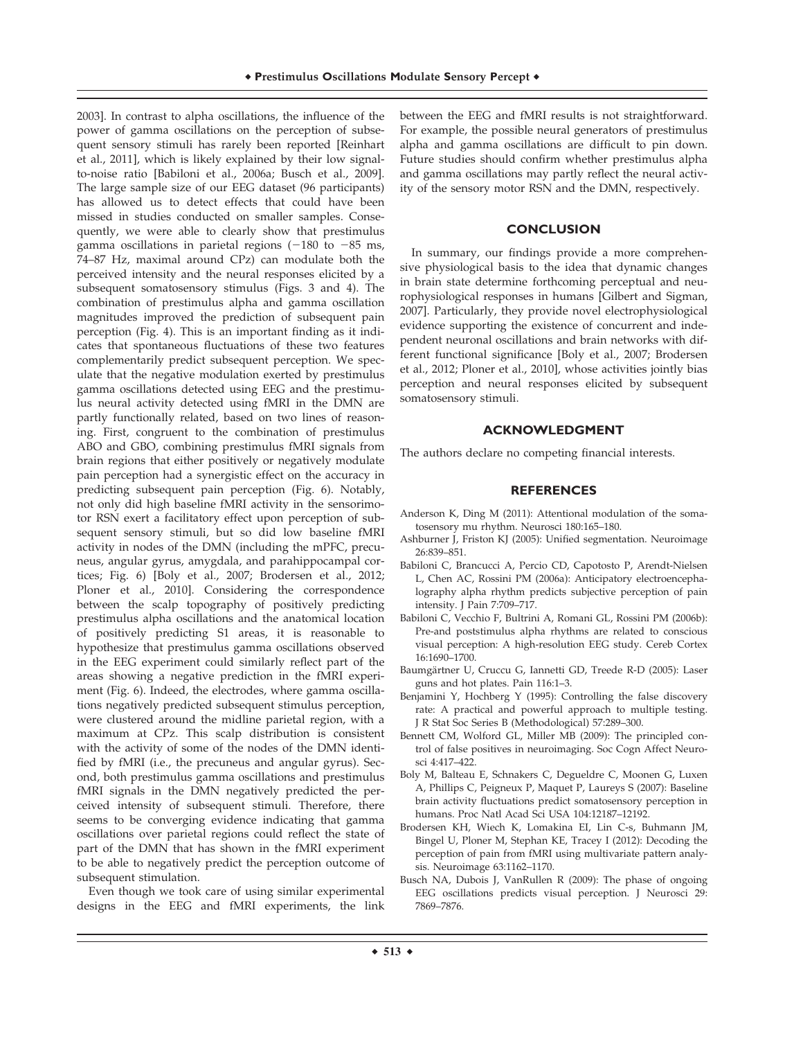2003]. In contrast to alpha oscillations, the influence of the power of gamma oscillations on the perception of subsequent sensory stimuli has rarely been reported [Reinhart et al., 2011], which is likely explained by their low signal-to-noise ratio [Babiloni et al., 2006a; Busch et al., 2009]. The large sample size of our EEG dataset (96 participants) has allowed us to detect effects that could have been missed in studies conducted on smaller samples. Consequently, we were able to clearly show that prestimulus gamma oscillations in parietal regions (−180 to −85 ms, 74–87 Hz, maximal around CPz) can modulate both the perceived intensity and the neural responses elicited by a subsequent somatosensory stimulus (Figs. 3 and 4). The combination of prestimulus alpha and gamma oscillation magnitudes improved the prediction of subsequent pain perception (Fig. 4). This is an important finding as it indicates that spontaneous fluctuations of these two features complementarily predict subsequent perception. We speculate that the negative modulation exerted by prestimulus gamma oscillations detected using EEG and the prestimulus neural activity detected using fMRI in the DMN are partly functionally related, based on two lines of reasoning. First, congruent to the combination of prestimulus ABO and GBO, combining prestimulus fMRI signals from brain regions that either positively or negatively modulate pain perception had a synergistic effect on the accuracy in predicting subsequent pain perception (Fig. 6). Notably, not only did high baseline fMRI activity in the sensorimotor RSN exert a facilitatory effect upon perception of subsequent sensory stimuli, but so did low baseline fMRI activity in nodes of the DMN (including the mPFC, precuneus, angular gyrus, amygdala, and parahippocampal cortices; Fig. 6) [Boly et al., 2007; Brodersen et al., 2012; Ploner et al., 2010]. Considering the correspondence between the scalp topography of positively predicting prestimulus alpha oscillations and the anatomical location of positively predicting S1 areas, it is reasonable to hypothesize that prestimulus gamma oscillations observed in the EEG experiment could similarly reflect part of the areas showing a negative prediction in the fMRI experiment (Fig. 6). Indeed, the electrodes, where gamma oscillations negatively predicted subsequent stimulus perception, were clustered around the midline parietal region, with a maximum at CPz. This scalp distribution is consistent with the activity of some of the nodes of the DMN identified by fMRI (i.e., the precuneus and angular gyrus). Second, both prestimulus gamma oscillations and prestimulus fMRI signals in the DMN negatively predicted the perceived intensity of subsequent stimuli. Therefore, there seems to be converging evidence indicating that gamma oscillations over parietal regions could reflect the state of part of the DMN that has shown in the fMRI experiment to be able to negatively predict the perception outcome of subsequent stimulation.

Even though we took care of using similar experimental designs in the EEG and fMRI experiments, the link between the EEG and fMRI results is not straightforward. For example, the possible neural generators of prestimulus alpha and gamma oscillations are difficult to pin down. Future studies should confirm whether prestimulus alpha and gamma oscillations may partly reflect the neural activity of the sensory motor RSN and the DMN, respectively.

## CONCLUSION

In summary, our findings provide a more comprehensive physiological basis to the idea that dynamic changes in brain state determine forthcoming perceptual and neurophysiological responses in humans [Gilbert and Sigman, 2007]. Particularly, they provide novel electrophysiological evidence supporting the existence of concurrent and independent neuronal oscillations and brain networks with different functional significance [Boly et al., 2007; Brodersen et al., 2012; Ploner et al., 2010], whose activities jointly bias perception and neural responses elicited by subsequent somatosensory stimuli.

## ACKNOWLEDGMENT

The authors declare no competing financial interests.

## REFERENCES

Anderson K, Ding M (2011): Attentional modulation of the somatosensory mu rhythm. Neurosci 180:165–180.

Ashburner J, Friston KJ (2005): Unified segmentation. Neuroimage 26:839–851.

Babiloni C, Brancucci A, Percio CD, Capotosto P, Arendt-Nielsen L, Chen AC, Rossini PM (2006a): Anticipatory electroencephalography alpha rhythm predicts subjective perception of pain intensity. J Pain 7:709–717.

Babiloni C, Vecchio F, Bultrini A, Romani GL, Rossini PM (2006b): Pre-and poststimulus alpha rhythms are related to conscious visual perception: A high-resolution EEG study. Cereb Cortex 16:1690–1700.

Baumgärtner U, Cruccu G, Iannetti GD, Treede R-D (2005): Laser guns and hot plates. Pain 116:1–3.

Benjamini Y, Hochberg Y (1995): Controlling the false discovery rate: A practical and powerful approach to multiple testing. J R Stat Soc Series B (Methodological) 57:289–300.

Bennett CM, Wolford GL, Miller MB (2009): The principled control of false positives in neuroimaging. Soc Cogn Affect Neurosci 4:417–422.

Boly M, Balteau E, Schnakers C, Degueldre C, Moonen G, Luxen A, Phillips C, Peigneux P, Maquet P, Laureys S (2007): Baseline brain activity fluctuations predict somatosensory perception in humans. Proc Natl Acad Sci USA 104:12187–12192.

Brodersen KH, Wiech K, Lomakina EI, Lin C-s, Buhmann JM, Bingel U, Ploner M, Stephan KE, Tracey I (2012): Decoding the perception of pain from fMRI using multivariate pattern analysis. Neuroimage 63:1162–1170.

Busch NA, Dubois J, VanRullen R (2009): The phase of ongoing EEG oscillations predicts visual perception. J Neurosci 29: 7869–7876.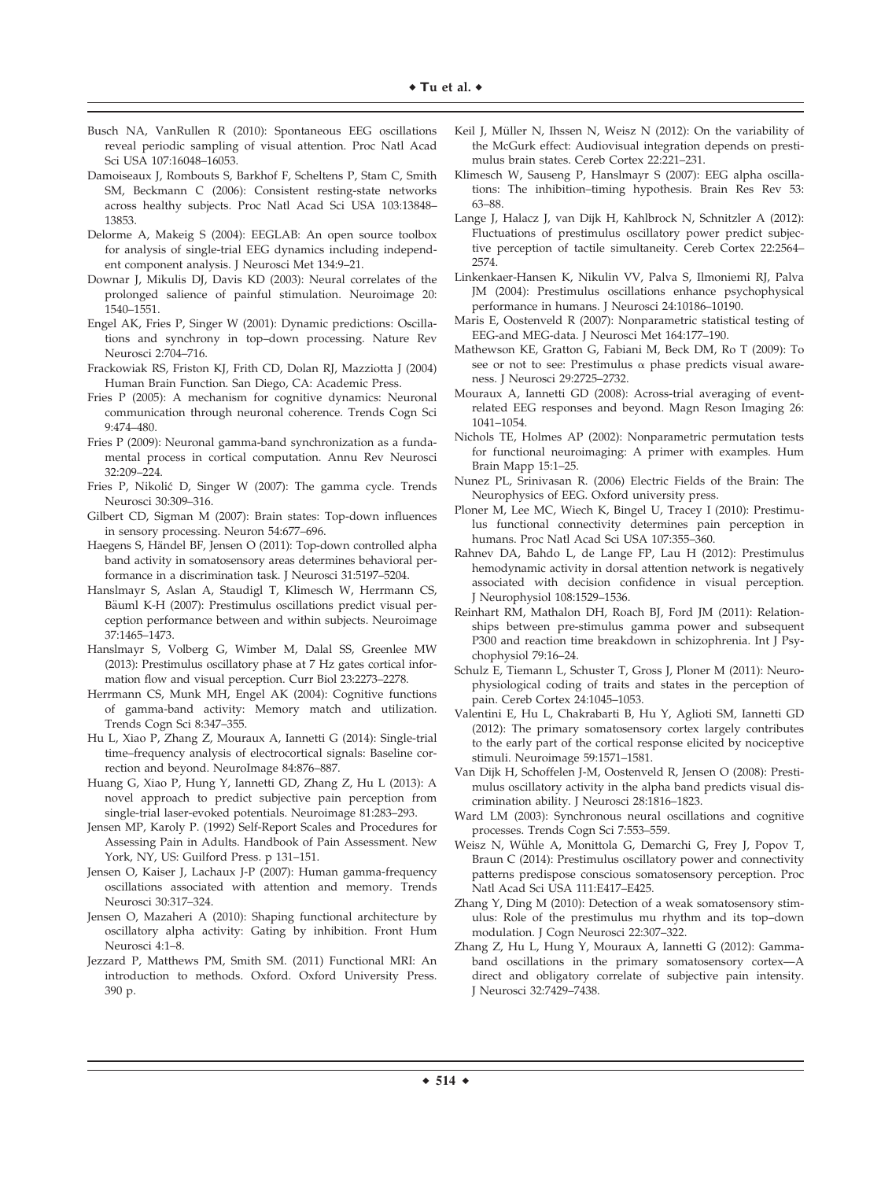Busch NA, VanRullen R (2010): Spontaneous EEG oscillations reveal periodic sampling of visual attention. Proc Natl Acad Sci USA 107:16048–16053.

Damoiseaux J, Rombouts S, Barkhof F, Scheltens P, Stam C, Smith SM, Beckmann C (2006): Consistent resting-state networks across healthy subjects. Proc Natl Acad Sci USA 103:13848–13853.

Delorme A, Makeig S (2004): EEGLAB: An open source toolbox for analysis of single-trial EEG dynamics including independent component analysis. J Neurosci Met 134:9–21.

Downar J, Mikulis DJ, Davis KD (2003): Neural correlates of the prolonged salience of painful stimulation. Neuroimage 20: 1540–1551.

Engel AK, Fries P, Singer W (2001): Dynamic predictions: Oscillations and synchrony in top–down processing. Nature Rev Neurosci 2:704–716.

Frackowiak RS, Friston KJ, Frith CD, Dolan RJ, Mazziotta J (2004) Human Brain Function. San Diego, CA: Academic Press.

Fries P (2005): A mechanism for cognitive dynamics: Neuronal communication through neuronal coherence. Trends Cogn Sci 9:474–480.

Fries P (2009): Neuronal gamma-band synchronization as a fundamental process in cortical computation. Annu Rev Neurosci 32:209–224.

Fries P, Nikolić D, Singer W (2007): The gamma cycle. Trends Neurosci 30:309–316.

Gilbert CD, Sigman M (2007): Brain states: Top-down influences in sensory processing. Neuron 54:677–696.

Haegens S, Händel BF, Jensen O (2011): Top-down controlled alpha band activity in somatosensory areas determines behavioral performance in a discrimination task. J Neurosci 31:5197–5204.

Hanslmayr S, Aslan A, Staudigl T, Klimesch W, Herrmann CS, Bäuml K-H (2007): Prestimulus oscillations predict visual perception performance between and within subjects. Neuroimage 37:1465–1473.

Hanslmayr S, Volberg G, Wimber M, Dalal SS, Greenlee MW (2013): Prestimulus oscillatory phase at 7 Hz gates cortical information flow and visual perception. Curr Biol 23:2273–2278.

Herrmann CS, Munk MH, Engel AK (2004): Cognitive functions of gamma-band activity: Memory match and utilization. Trends Cogn Sci 8:347–355.

Hu L, Xiao P, Zhang Z, Mouraux A, Iannetti G (2014): Single-trial time–frequency analysis of electrocortical signals: Baseline correction and beyond. NeuroImage 84:876–887.

Huang G, Xiao P, Hung Y, Iannetti GD, Zhang Z, Hu L (2013): A novel approach to predict subjective pain perception from single-trial laser-evoked potentials. Neuroimage 81:283–293.

Jensen MP, Karoly P. (1992) Self-Report Scales and Procedures for Assessing Pain in Adults. Handbook of Pain Assessment. New York, NY, US: Guilford Press. p 131–151.

Jensen O, Kaiser J, Lachaux J-P (2007): Human gamma-frequency oscillations associated with attention and memory. Trends Neurosci 30:317–324.

Jensen O, Mazaheri A (2010): Shaping functional architecture by oscillatory alpha activity: Gating by inhibition. Front Hum Neurosci 4:1–8.

Jezzard P, Matthews PM, Smith SM. (2011) Functional MRI: An introduction to methods. Oxford. Oxford University Press. 390 p.

Keil J, Müller N, Ihssen N, Weisz N (2012): On the variability of the McGurk effect: Audiovisual integration depends on prestimulus brain states. Cereb Cortex 22:221–231.

Klimesch W, Sauseng P, Hanslmayr S (2007): EEG alpha oscillations: The inhibition–timing hypothesis. Brain Res Rev 53: 63–88.

Lange J, Halacz J, van Dijk H, Kahlbrock N, Schnitzler A (2012): Fluctuations of prestimulus oscillatory power predict subjective perception of tactile simultaneity. Cereb Cortex 22:2564–2574.

Linkenkaer-Hansen K, Nikulin VV, Palva S, Ilmoniemi RJ, Palva JM (2004): Prestimulus oscillations enhance psychophysical performance in humans. J Neurosci 24:10186–10190.

Maris E, Oostenveld R (2007): Nonparametric statistical testing of EEG-and MEG-data. J Neurosci Met 164:177–190.

Mathewson KE, Gratton G, Fabiani M, Beck DM, Ro T (2009): To see or not to see: Prestimulus α phase predicts visual awareness. J Neurosci 29:2725–2732.

Mouraux A, Iannetti GD (2008): Across-trial averaging of event-related EEG responses and beyond. Magn Reson Imaging 26: 1041–1054.

Nichols TE, Holmes AP (2002): Nonparametric permutation tests for functional neuroimaging: A primer with examples. Hum Brain Mapp 15:1–25.

Nunez PL, Srinivasan R. (2006) Electric Fields of the Brain: The Neurophysics of EEG. Oxford university press.

Ploner M, Lee MC, Wiech K, Bingel U, Tracey I (2010): Prestimulus functional connectivity determines pain perception in humans. Proc Natl Acad Sci USA 107:355–360.

Rahnev DA, Bahdo L, de Lange FP, Lau H (2012): Prestimulus hemodynamic activity in dorsal attention network is negatively associated with decision confidence in visual perception. J Neurophysiol 108:1529–1536.

Reinhart RM, Mathalon DH, Roach BJ, Ford JM (2011): Relationships between pre-stimulus gamma power and subsequent P300 and reaction time breakdown in schizophrenia. Int J Psychophysiol 79:16–24.

Schulz E, Tiemann L, Schuster T, Gross J, Ploner M (2011): Neurophysiological coding of traits and states in the perception of pain. Cereb Cortex 24:1045–1053.

Valentini E, Hu L, Chakrabarti B, Hu Y, Aglioti SM, Iannetti GD (2012): The primary somatosensory cortex largely contributes to the early part of the cortical response elicited by nociceptive stimuli. Neuroimage 59:1571–1581.

Van Dijk H, Schoffelen J-M, Oostenveld R, Jensen O (2008): Prestimulus oscillatory activity in the alpha band predicts visual discrimination ability. J Neurosci 28:1816–1823.

Ward LM (2003): Synchronous neural oscillations and cognitive processes. Trends Cogn Sci 7:553–559.

Weisz N, Wühle A, Monittola G, Demarchi G, Frey J, Popov T, Braun C (2014): Prestimulus oscillatory power and connectivity patterns predispose conscious somatosensory perception. Proc Natl Acad Sci USA 111:E417–E425.

Zhang Y, Ding M (2010): Detection of a weak somatosensory stimulus: Role of the prestimulus mu rhythm and its top–down modulation. J Cogn Neurosci 22:307–322.

Zhang Z, Hu L, Hung Y, Mouraux A, Iannetti G (2012): Gamma-band oscillations in the primary somatosensory cortex—A direct and obligatory correlate of subjective pain intensity. J Neurosci 32:7429–7438.